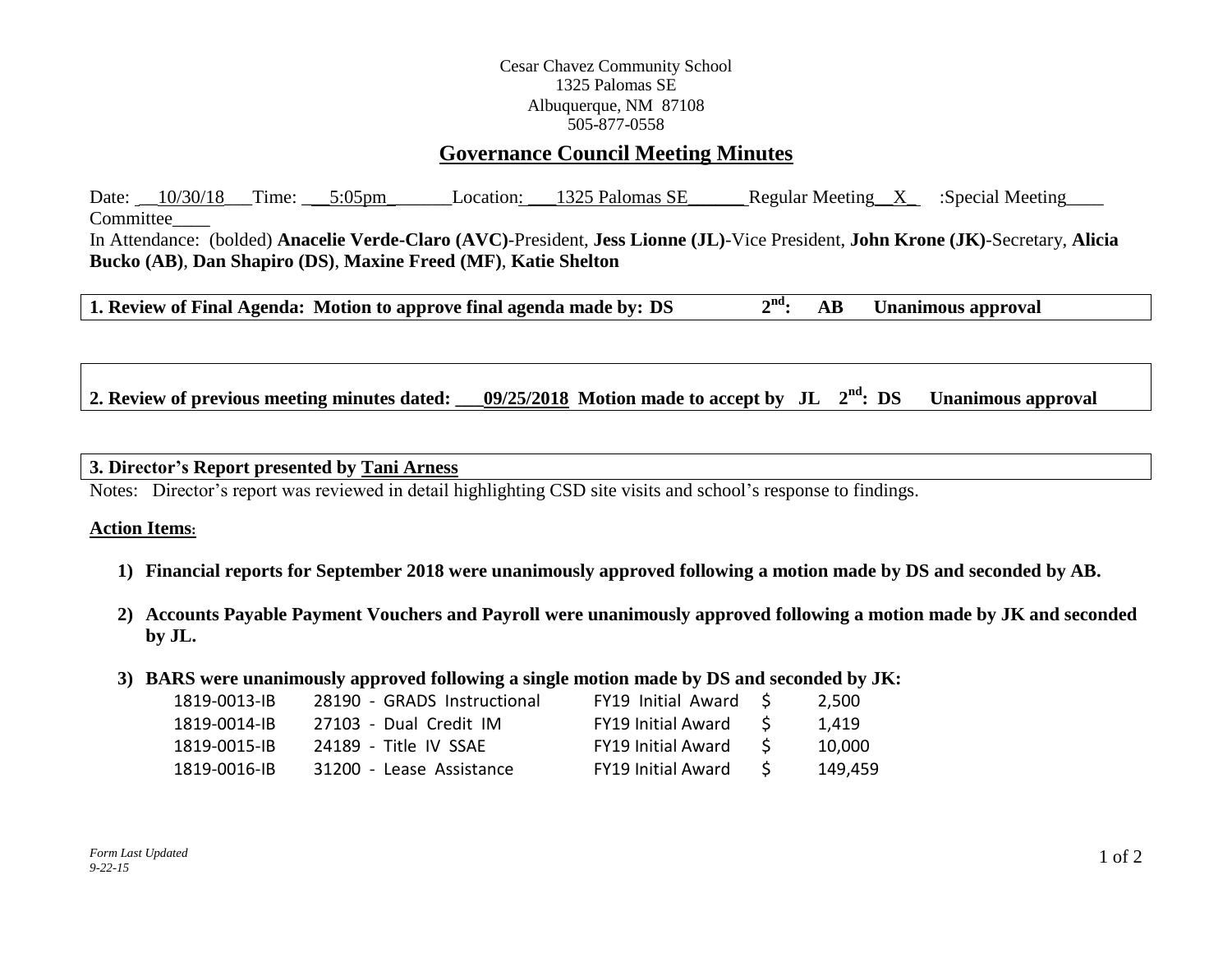Cesar Chavez Community School
1325 Palomas SE
Albuquerque, NM 87108
505-877-0558

# Governance Council Meeting Minutes

Date: __10/30/18___Time: ___5:05pm_______Location: ___1325 Palomas SE______ Regular Meeting__X_ :Special Meeting____ Committee____

In Attendance: (bolded) **Anacelie Verde-Claro (AVC)**-President, **Jess Lionne (JL)**-Vice President, **John Krone (JK)**-Secretary, **Alicia Bucko (AB)**, **Dan Shapiro (DS)**, **Maxine Freed (MF)**, **Katie Shelton**

**1. Review of Final Agenda: Motion to approve final agenda made by: DS 2nd: AB Unanimous approval**

**2. Review of previous meeting minutes dated: ___09/25/2018 Motion made to accept by JL 2nd: DS Unanimous approval**

**3. Director's Report presented by Tani Arness**

Notes: Director's report was reviewed in detail highlighting CSD site visits and school's response to findings.

**Action Items:**

1) **Financial reports for September 2018 were unanimously approved following a motion made by DS and seconded by AB.**
2) **Accounts Payable Payment Vouchers and Payroll were unanimously approved following a motion made by JK and seconded by JL.**
3) **BARS were unanimously approved following a single motion made by DS and seconded by JK:**

| | | | | |
|---|---|---|---|---|
| 1819-0013-IB | 28190 - GRADS Instructional | FY19 Initial Award | $ | 2,500 |
| 1819-0014-IB | 27103 - Dual Credit IM | FY19 Initial Award | $ | 1,419 |
| 1819-0015-IB | 24189 - Title IV SSAE | FY19 Initial Award | $ | 10,000 |
| 1819-0016-IB | 31200 - Lease Assistance | FY19 Initial Award | $ | 149,459 |

*Form Last Updated 9-22-15*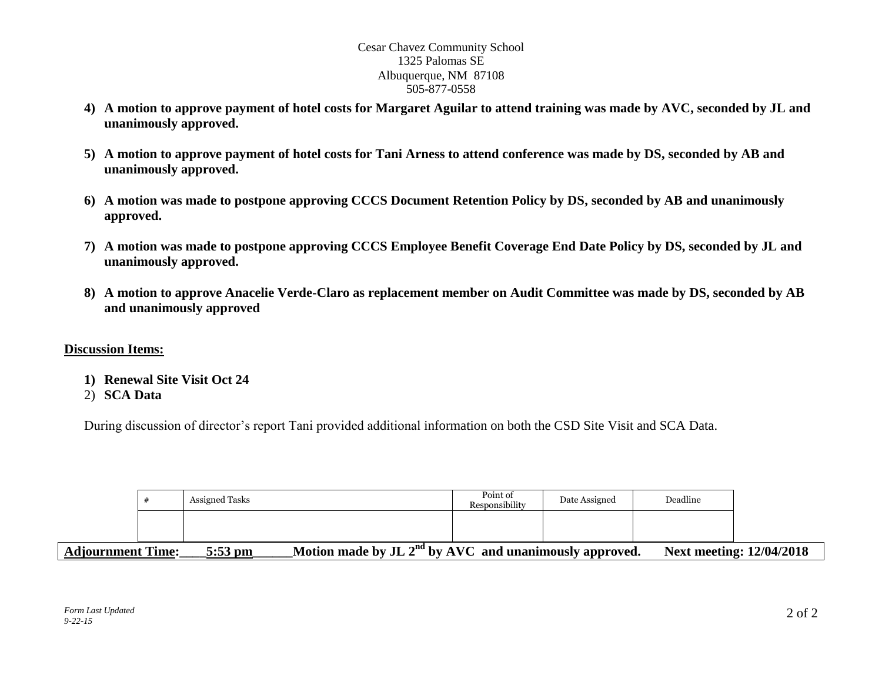4) **A motion to approve payment of hotel costs for Margaret Aguilar to attend training was made by AVC, seconded by JL and unanimously approved.**

5) **A motion to approve payment of hotel costs for Tani Arness to attend conference was made by DS, seconded by AB and unanimously approved.**

6) **A motion was made to postpone approving CCCS Document Retention Policy by DS, seconded by AB and unanimously approved.**

7) **A motion was made to postpone approving CCCS Employee Benefit Coverage End Date Policy by DS, seconded by JL and unanimously approved.**

8) **A motion to approve Anacelie Verde-Claro as replacement member on Audit Committee was made by DS, seconded by AB and unanimously approved**

**Discussion Items:**

1) **Renewal Site Visit Oct 24**
2) **SCA Data**

During discussion of director's report Tani provided additional information on both the CSD Site Visit and SCA Data.

| # | Assigned Tasks | Point of Responsibility | Date Assigned | Deadline |
|---|---|---|---|---|
| | | | | |

**Adjournment Time:____5:53 pm______Motion made by JL 2nd by AVC and unanimously approved. Next meeting: 12/04/2018**

*Form Last Updated 9-22-15*